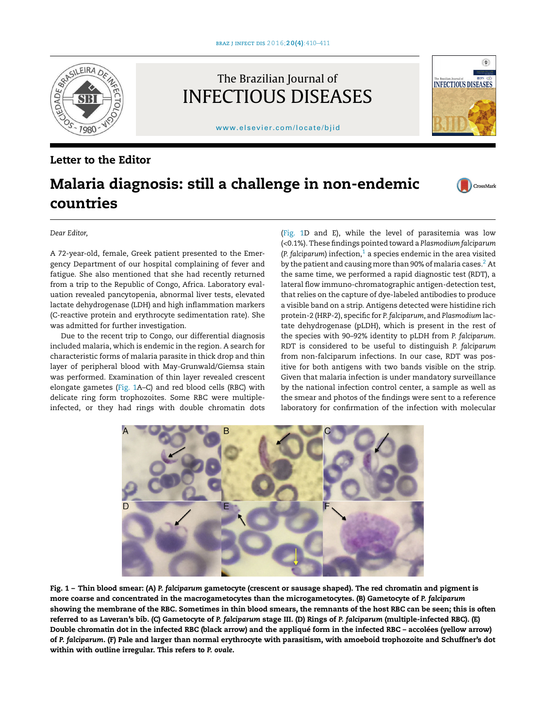Letter to the Editor

# Malaria diagnosis: still a challenge in non-endemic countries

Dear Editor,

A 72-year-old, female, Greek patient presented to the Emergency Department of our hospital complaining of fever and fatigue. She also mentioned that she had recently returned from a trip to the Republic of Congo, Africa. Laboratory evaluation revealed pancytopenia, abnormal liver tests, elevated lactate dehydrogenase (LDH) and high inflammation markers (C-reactive protein and erythrocyte sedimentation rate). She was admitted for further investigation.

Due to the recent trip to Congo, our differential diagnosis included malaria, which is endemic in the region. A search for characteristic forms of malaria parasite in thick drop and thin layer of peripheral blood with May-Grunwald/Giemsa stain was performed. Examination of thin layer revealed crescent elongate gametes (Fig. 1A–C) and red blood cells (RBC) with delicate ring form trophozoites. Some RBC were multiple-infected, or they had rings with double chromatin dots (Fig. 1D and E), while the level of parasitemia was low (<0.1%). These findings pointed toward a *Plasmodium falciparum* (*P. falciparum*) infection,[1] a species endemic in the area visited by the patient and causing more than 90% of malaria cases.[2] At the same time, we performed a rapid diagnostic test (RDT), a lateral flow immuno-chromatographic antigen-detection test, that relies on the capture of dye-labeled antibodies to produce a visible band on a strip. Antigens detected were histidine rich protein-2 (HRP-2), specific for *P. falciparum*, and *Plasmodium* lactate dehydrogenase (pLDH), which is present in the rest of the species with 90–92% identity to pLDH from *P. falciparum*. RDT is considered to be useful to distinguish *P. falciparum* from non-falciparum infections. In our case, RDT was positive for both antigens with two bands visible on the strip. Given that malaria infection is under mandatory surveillance by the national infection control center, a sample as well as the smear and photos of the findings were sent to a reference laboratory for confirmation of the infection with molecular

**Fig. 1 – Thin blood smear: (A) *P. falciparum* gametocyte (crescent or sausage shaped). The red chromatin and pigment is more coarse and concentrated in the macrogametocytes than the microgametocytes. (B) Gametocyte of *P. falciparum* showing the membrane of the RBC. Sometimes in thin blood smears, the remnants of the host RBC can be seen; this is often referred to as Laveran's bib. (C) Gametocyte of *P. falciparum* stage III. (D) Rings of *P. falciparum* (multiple-infected RBC). (E) Double chromatin dot in the infected RBC (black arrow) and the appliqué form in the infected RBC – accolées (yellow arrow) of *P. falciparum*. (F) Pale and larger than normal erythrocyte with parasitism, with amoeboid trophozoite and Schuffner's dot within with outline irregular. This refers to *P. ovale*.**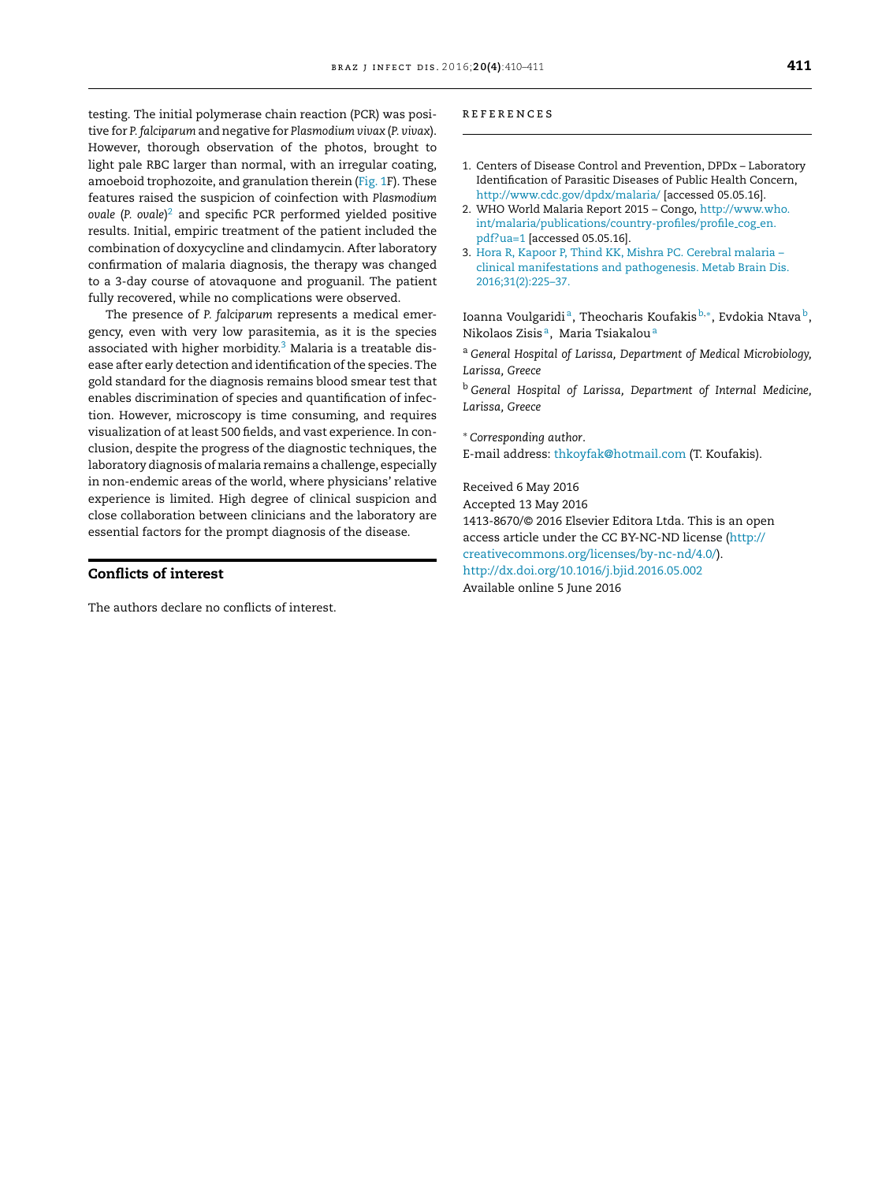testing. The initial polymerase chain reaction (PCR) was positive for *P. falciparum* and negative for *Plasmodium vivax* (*P. vivax*). However, thorough observation of the photos, brought to light pale RBC larger than normal, with an irregular coating, amoeboid trophozoite, and granulation therein (Fig. 1F). These features raised the suspicion of coinfection with *Plasmodium ovale* (*P. ovale*)[2] and specific PCR performed yielded positive results. Initial, empiric treatment of the patient included the combination of doxycycline and clindamycin. After laboratory confirmation of malaria diagnosis, the therapy was changed to a 3-day course of atovaquone and proguanil. The patient fully recovered, while no complications were observed.

The presence of *P. falciparum* represents a medical emergency, even with very low parasitemia, as it is the species associated with higher morbidity.[3] Malaria is a treatable disease after early detection and identification of the species. The gold standard for the diagnosis remains blood smear test that enables discrimination of species and quantification of infection. However, microscopy is time consuming, and requires visualization of at least 500 fields, and vast experience. In conclusion, despite the progress of the diagnostic techniques, the laboratory diagnosis of malaria remains a challenge, especially in non-endemic areas of the world, where physicians' relative experience is limited. High degree of clinical suspicion and close collaboration between clinicians and the laboratory are essential factors for the prompt diagnosis of the disease.

## Conflicts of interest

The authors declare no conflicts of interest.

## REFERENCES

1. Centers of Disease Control and Prevention, DPDx – Laboratory Identification of Parasitic Diseases of Public Health Concern, http://www.cdc.gov/dpdx/malaria/ [accessed 05.05.16].
2. WHO World Malaria Report 2015 – Congo, http://www.who.int/malaria/publications/country-profiles/profile_cog_en.pdf?ua=1 [accessed 05.05.16].
3. Hora R, Kapoor P, Thind KK, Mishra PC. Cerebral malaria – clinical manifestations and pathogenesis. Metab Brain Dis. 2016;31(2):225–37.

Ioanna Voulgaridi[a], Theocharis Koufakis[b,*], Evdokia Ntava[b], Nikolaos Zisis[a], Maria Tsiakalou[a]

[a] *General Hospital of Larissa, Department of Medical Microbiology, Larissa, Greece*

[b] *General Hospital of Larissa, Department of Internal Medicine, Larissa, Greece*

\* *Corresponding author*.
E-mail address: thkoyfak@hotmail.com (T. Koufakis).

Received 6 May 2016
Accepted 13 May 2016
1413-8670/© 2016 Elsevier Editora Ltda. This is an open access article under the CC BY-NC-ND license (http://creativecommons.org/licenses/by-nc-nd/4.0/).
http://dx.doi.org/10.1016/j.bjid.2016.05.002
Available online 5 June 2016